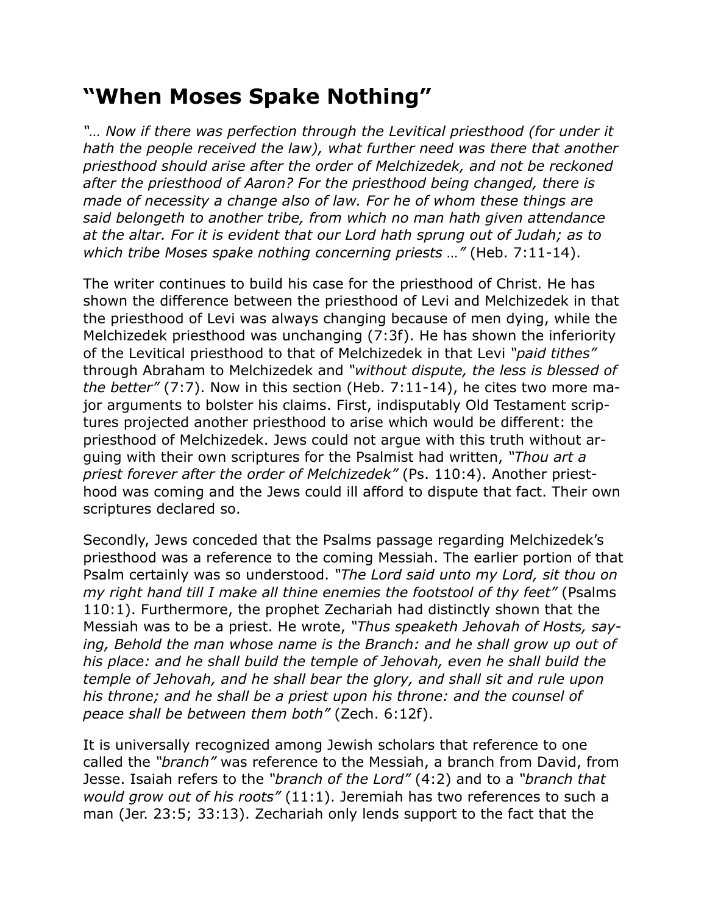## “When Moses Spake Nothing”

*“… Now if there was perfection through the Levitical priesthood (for under it hath the people received the law), what further need was there that another priesthood should arise after the order of Melchizedek, and not be reckoned after the priesthood of Aaron? For the priesthood being changed, there is made of necessity a change also of law. For he of whom these things are said belongeth to another tribe, from which no man hath given attendance at the altar. For it is evident that our Lord hath sprung out of Judah; as to which tribe Moses spake nothing concerning priests …”* (Heb. 7:11-14).

The writer continues to build his case for the priesthood of Christ. He has shown the difference between the priesthood of Levi and Melchizedek in that the priesthood of Levi was always changing because of men dying, while the Melchizedek priesthood was unchanging (7:3f). He has shown the inferiority of the Levitical priesthood to that of Melchizedek in that Levi *“paid tithes”* through Abraham to Melchizedek and *“without dispute, the less is blessed of the better”* (7:7). Now in this section (Heb. 7:11-14), he cites two more major arguments to bolster his claims. First, indisputably Old Testament scriptures projected another priesthood to arise which would be different: the priesthood of Melchizedek. Jews could not argue with this truth without arguing with their own scriptures for the Psalmist had written, *“Thou art a priest forever after the order of Melchizedek”* (Ps. 110:4). Another priesthood was coming and the Jews could ill afford to dispute that fact. Their own scriptures declared so.

Secondly, Jews conceded that the Psalms passage regarding Melchizedek’s priesthood was a reference to the coming Messiah. The earlier portion of that Psalm certainly was so understood. *“The Lord said unto my Lord, sit thou on my right hand till I make all thine enemies the footstool of thy feet”* (Psalms 110:1). Furthermore, the prophet Zechariah had distinctly shown that the Messiah was to be a priest. He wrote, *“Thus speaketh Jehovah of Hosts, saying, Behold the man whose name is the Branch: and he shall grow up out of his place: and he shall build the temple of Jehovah, even he shall build the temple of Jehovah, and he shall bear the glory, and shall sit and rule upon his throne; and he shall be a priest upon his throne: and the counsel of peace shall be between them both”* (Zech. 6:12f).

It is universally recognized among Jewish scholars that reference to one called the *“branch”* was reference to the Messiah, a branch from David, from Jesse. Isaiah refers to the *“branch of the Lord”* (4:2) and to a *“branch that would grow out of his roots”* (11:1). Jeremiah has two references to such a man (Jer. 23:5; 33:13). Zechariah only lends support to the fact that the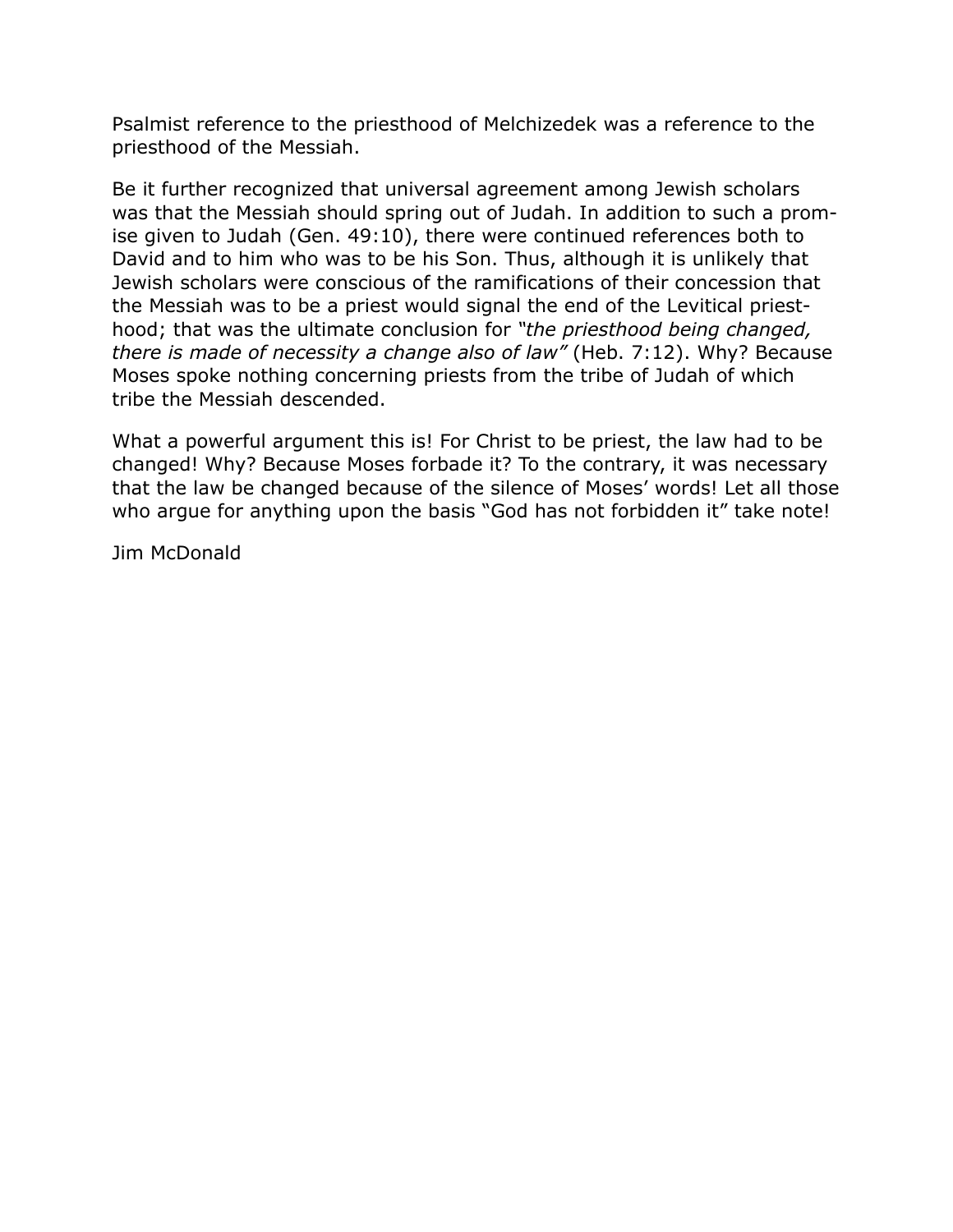Psalmist reference to the priesthood of Melchizedek was a reference to the priesthood of the Messiah.

Be it further recognized that universal agreement among Jewish scholars was that the Messiah should spring out of Judah. In addition to such a promise given to Judah (Gen. 49:10), there were continued references both to David and to him who was to be his Son. Thus, although it is unlikely that Jewish scholars were conscious of the ramifications of their concession that the Messiah was to be a priest would signal the end of the Levitical priesthood; that was the ultimate conclusion for *"the priesthood being changed, there is made of necessity a change also of law"* (Heb. 7:12). Why? Because Moses spoke nothing concerning priests from the tribe of Judah of which tribe the Messiah descended.

What a powerful argument this is! For Christ to be priest, the law had to be changed! Why? Because Moses forbade it? To the contrary, it was necessary that the law be changed because of the silence of Moses' words! Let all those who argue for anything upon the basis "God has not forbidden it" take note!

Jim McDonald